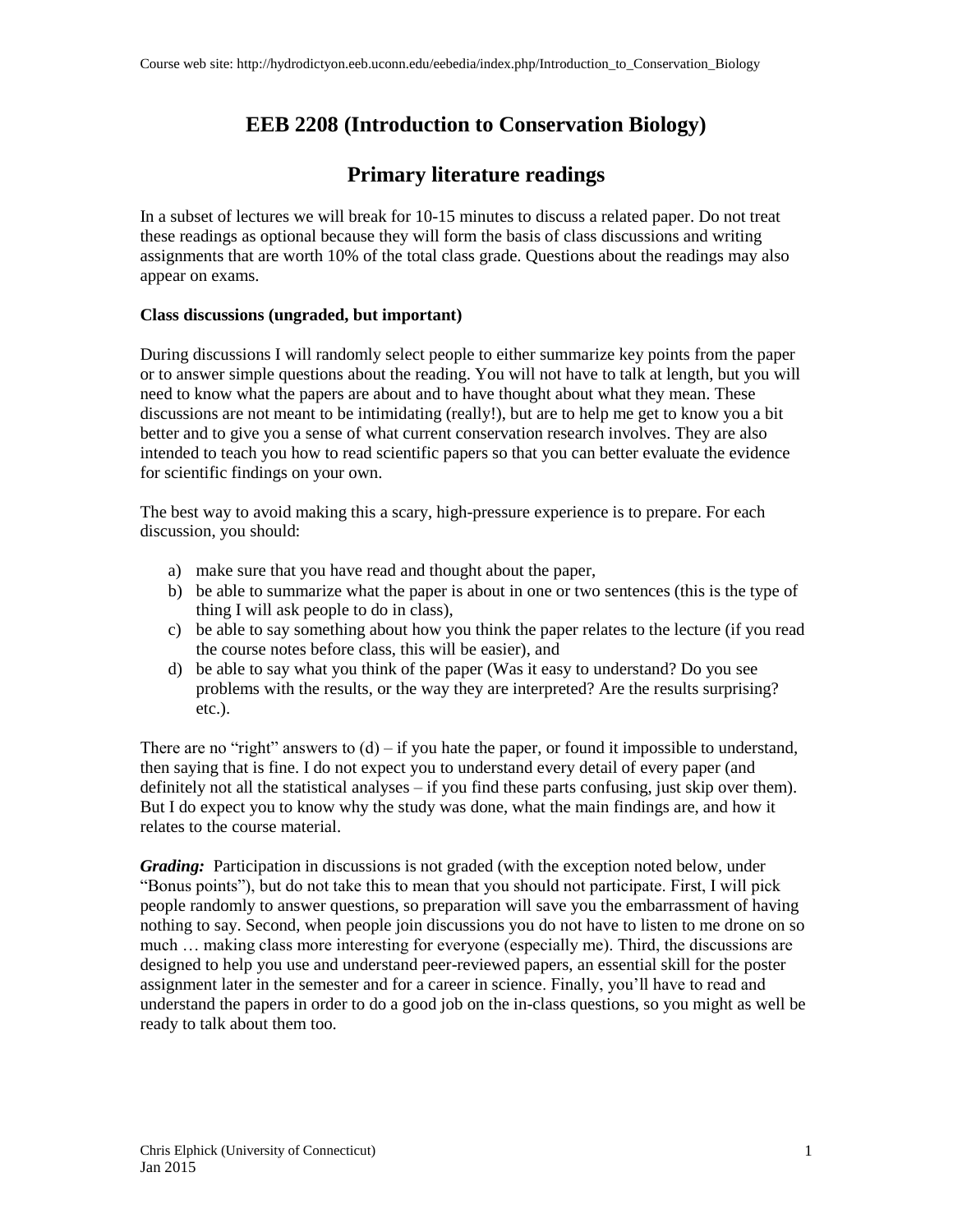# EEB 2208 (Introduction to Conservation Biology)

## Primary literature readings

In a subset of lectures we will break for 10-15 minutes to discuss a related paper. Do not treat these readings as optional because they will form the basis of class discussions and writing assignments that are worth 10% of the total class grade. Questions about the readings may also appear on exams.

**Class discussions (ungraded, but important)**

During discussions I will randomly select people to either summarize key points from the paper or to answer simple questions about the reading. You will not have to talk at length, but you will need to know what the papers are about and to have thought about what they mean. These discussions are not meant to be intimidating (really!), but are to help me get to know you a bit better and to give you a sense of what current conservation research involves. They are also intended to teach you how to read scientific papers so that you can better evaluate the evidence for scientific findings on your own.

The best way to avoid making this a scary, high-pressure experience is to prepare. For each discussion, you should:

a) make sure that you have read and thought about the paper,
b) be able to summarize what the paper is about in one or two sentences (this is the type of thing I will ask people to do in class),
c) be able to say something about how you think the paper relates to the lecture (if you read the course notes before class, this will be easier), and
d) be able to say what you think of the paper (Was it easy to understand? Do you see problems with the results, or the way they are interpreted? Are the results surprising? etc.).

There are no "right" answers to (d) – if you hate the paper, or found it impossible to understand, then saying that is fine. I do not expect you to understand every detail of every paper (and definitely not all the statistical analyses – if you find these parts confusing, just skip over them). But I do expect you to know why the study was done, what the main findings are, and how it relates to the course material.

***Grading:*** Participation in discussions is not graded (with the exception noted below, under "Bonus points"), but do not take this to mean that you should not participate. First, I will pick people randomly to answer questions, so preparation will save you the embarrassment of having nothing to say. Second, when people join discussions you do not have to listen to me drone on so much … making class more interesting for everyone (especially me). Third, the discussions are designed to help you use and understand peer-reviewed papers, an essential skill for the poster assignment later in the semester and for a career in science. Finally, you'll have to read and understand the papers in order to do a good job on the in-class questions, so you might as well be ready to talk about them too.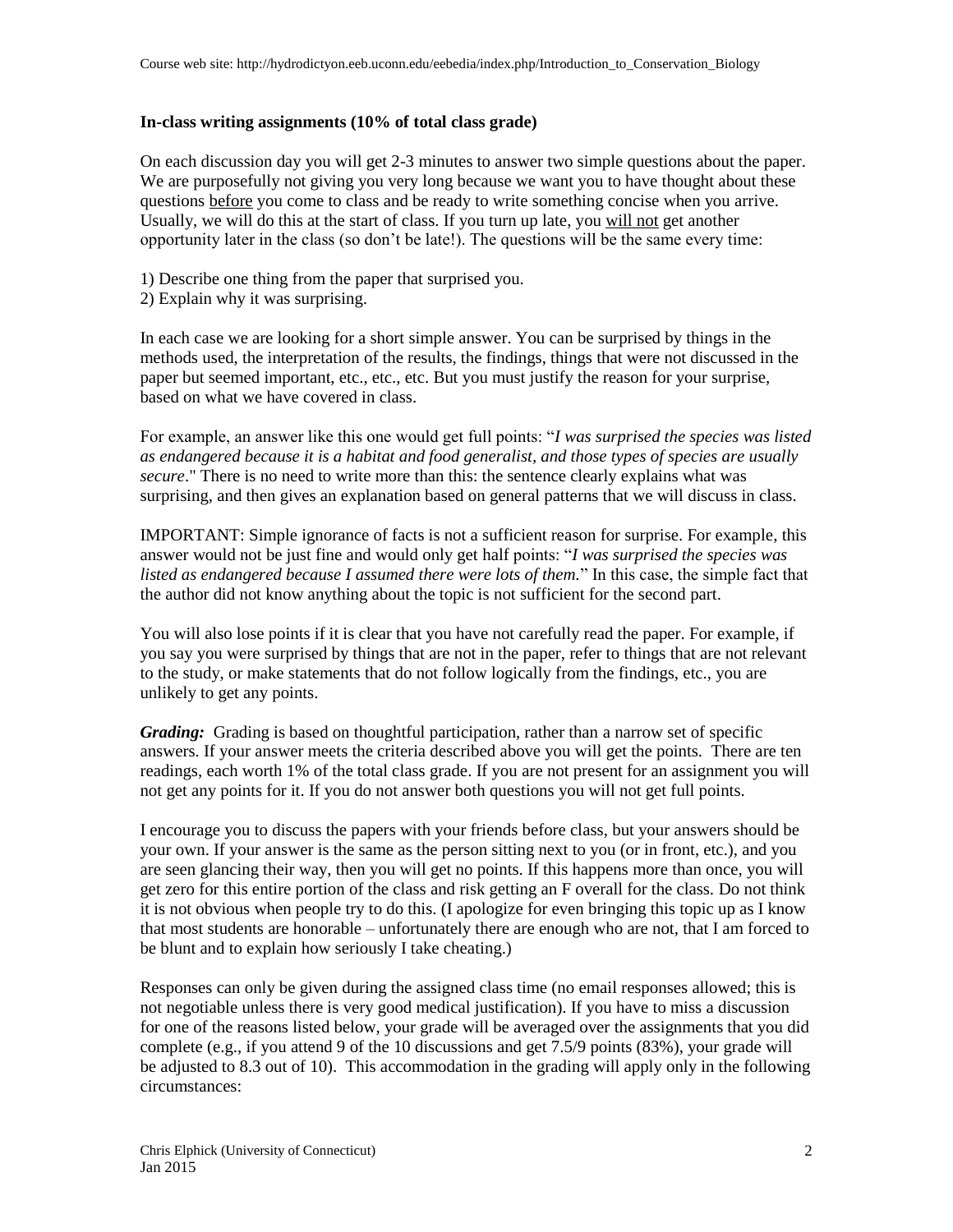**In-class writing assignments (10% of total class grade)**

On each discussion day you will get 2-3 minutes to answer two simple questions about the paper. We are purposefully not giving you very long because we want you to have thought about these questions before you come to class and be ready to write something concise when you arrive. Usually, we will do this at the start of class. If you turn up late, you will not get another opportunity later in the class (so don't be late!). The questions will be the same every time:

1) Describe one thing from the paper that surprised you.
2) Explain why it was surprising.

In each case we are looking for a short simple answer. You can be surprised by things in the methods used, the interpretation of the results, the findings, things that were not discussed in the paper but seemed important, etc., etc., etc. But you must justify the reason for your surprise, based on what we have covered in class.

For example, an answer like this one would get full points: "*I was surprised the species was listed as endangered because it is a habitat and food generalist, and those types of species are usually secure*." There is no need to write more than this: the sentence clearly explains what was surprising, and then gives an explanation based on general patterns that we will discuss in class.

IMPORTANT: Simple ignorance of facts is not a sufficient reason for surprise. For example, this answer would not be just fine and would only get half points: "*I was surprised the species was listed as endangered because I assumed there were lots of them.*" In this case, the simple fact that the author did not know anything about the topic is not sufficient for the second part.

You will also lose points if it is clear that you have not carefully read the paper. For example, if you say you were surprised by things that are not in the paper, refer to things that are not relevant to the study, or make statements that do not follow logically from the findings, etc., you are unlikely to get any points.

***Grading:*** Grading is based on thoughtful participation, rather than a narrow set of specific answers. If your answer meets the criteria described above you will get the points. There are ten readings, each worth 1% of the total class grade. If you are not present for an assignment you will not get any points for it. If you do not answer both questions you will not get full points.

I encourage you to discuss the papers with your friends before class, but your answers should be your own. If your answer is the same as the person sitting next to you (or in front, etc.), and you are seen glancing their way, then you will get no points. If this happens more than once, you will get zero for this entire portion of the class and risk getting an F overall for the class. Do not think it is not obvious when people try to do this. (I apologize for even bringing this topic up as I know that most students are honorable – unfortunately there are enough who are not, that I am forced to be blunt and to explain how seriously I take cheating.)

Responses can only be given during the assigned class time (no email responses allowed; this is not negotiable unless there is very good medical justification). If you have to miss a discussion for one of the reasons listed below, your grade will be averaged over the assignments that you did complete (e.g., if you attend 9 of the 10 discussions and get 7.5/9 points (83%), your grade will be adjusted to 8.3 out of 10). This accommodation in the grading will apply only in the following circumstances: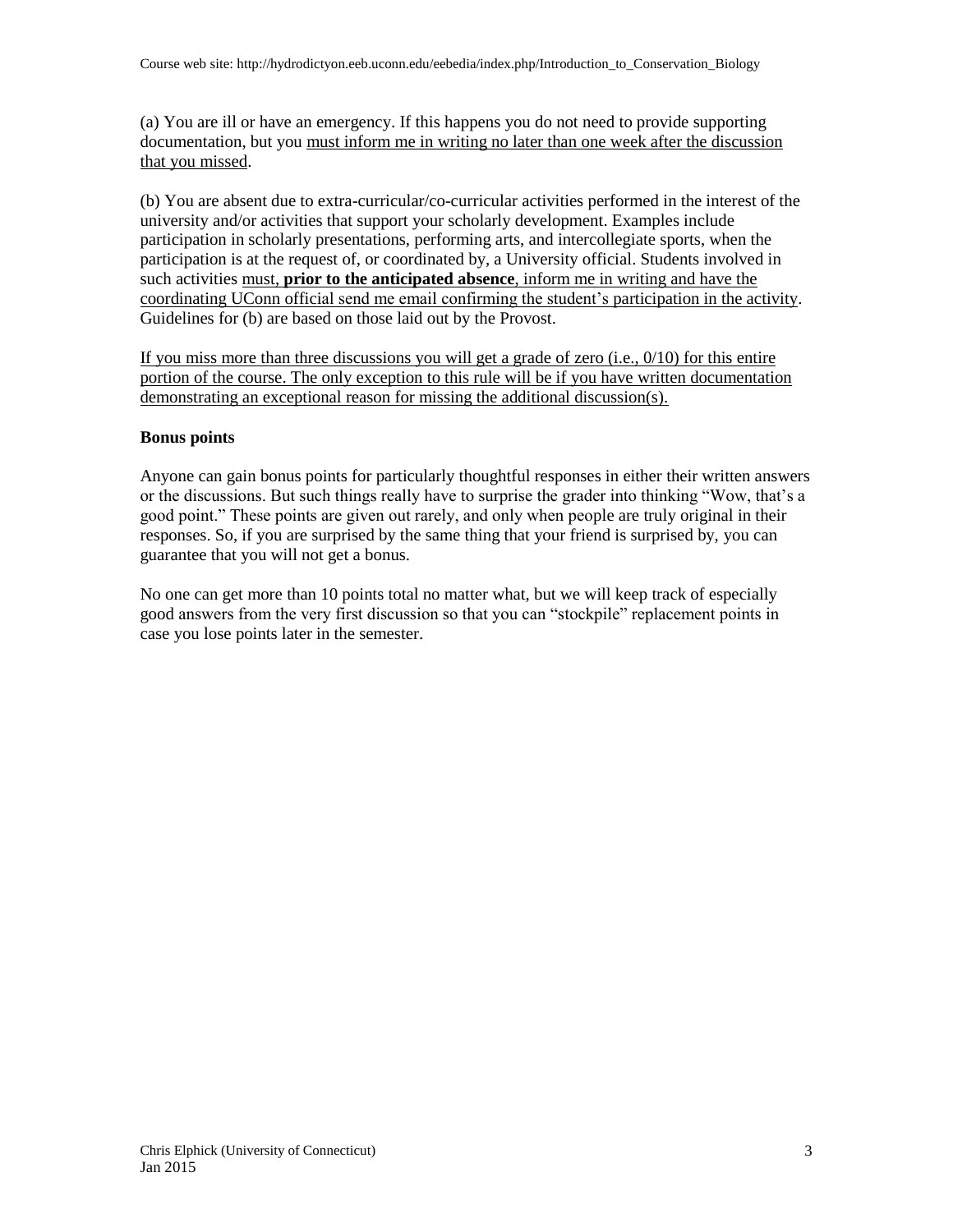(a) You are ill or have an emergency. If this happens you do not need to provide supporting documentation, but you must inform me in writing no later than one week after the discussion that you missed.

(b) You are absent due to extra-curricular/co-curricular activities performed in the interest of the university and/or activities that support your scholarly development. Examples include participation in scholarly presentations, performing arts, and intercollegiate sports, when the participation is at the request of, or coordinated by, a University official. Students involved in such activities must, **prior to the anticipated absence**, inform me in writing and have the coordinating UConn official send me email confirming the student's participation in the activity. Guidelines for (b) are based on those laid out by the Provost.

If you miss more than three discussions you will get a grade of zero (i.e., 0/10) for this entire portion of the course. The only exception to this rule will be if you have written documentation demonstrating an exceptional reason for missing the additional discussion(s).

**Bonus points**

Anyone can gain bonus points for particularly thoughtful responses in either their written answers or the discussions. But such things really have to surprise the grader into thinking "Wow, that's a good point." These points are given out rarely, and only when people are truly original in their responses. So, if you are surprised by the same thing that your friend is surprised by, you can guarantee that you will not get a bonus.

No one can get more than 10 points total no matter what, but we will keep track of especially good answers from the very first discussion so that you can "stockpile" replacement points in case you lose points later in the semester.